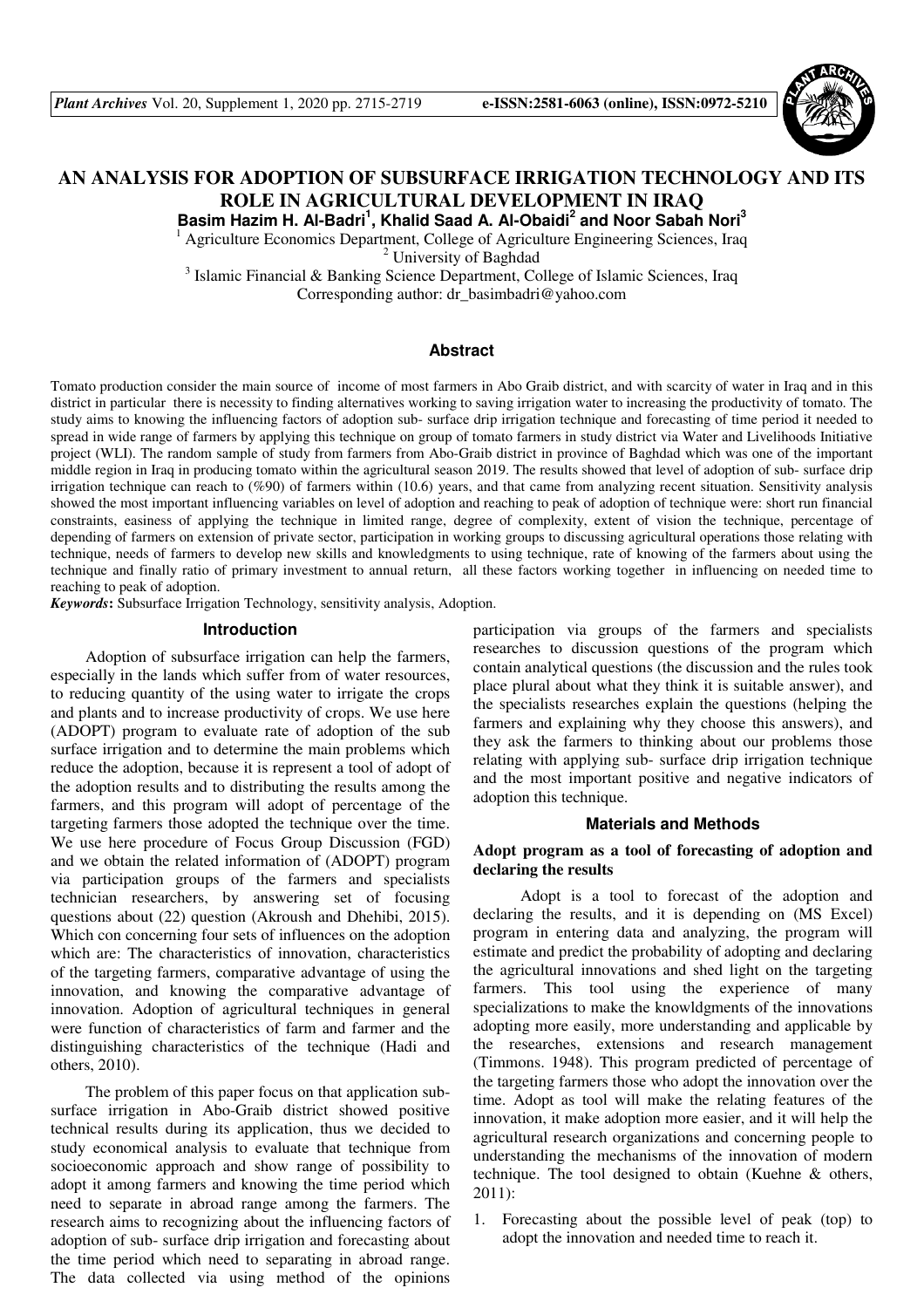# AN ANALYSIS FOR ADOPTION OF SUBSURFACE IRRIGATION TECHNOLOGY AND ITS ROLE IN AGRICULTURAL DEVELOPMENT IN IRAQ

**Basim Hazim H. Al-Badri[1], Khalid Saad A. Al-Obaidi[2] and Noor Sabah Nori[3]**

[1] Agriculture Economics Department, College of Agriculture Engineering Sciences, Iraq
[2] University of Baghdad
[3] Islamic Financial & Banking Science Department, College of Islamic Sciences, Iraq
Corresponding author: dr_basimbadri@yahoo.com

## Abstract

Tomato production consider the main source of income of most farmers in Abo Graib district, and with scarcity of water in Iraq and in this district in particular there is necessity to finding alternatives working to saving irrigation water to increasing the productivity of tomato. The study aims to knowing the influencing factors of adoption sub- surface drip irrigation technique and forecasting of time period it needed to spread in wide range of farmers by applying this technique on group of tomato farmers in study district via Water and Livelihoods Initiative project (WLI). The random sample of study from farmers from Abo-Graib district in province of Baghdad which was one of the important middle region in Iraq in producing tomato within the agricultural season 2019. The results showed that level of adoption of sub- surface drip irrigation technique can reach to (%90) of farmers within (10.6) years, and that came from analyzing recent situation. Sensitivity analysis showed the most important influencing variables on level of adoption and reaching to peak of adoption of technique were: short run financial constraints, easiness of applying the technique in limited range, degree of complexity, extent of vision the technique, percentage of depending of farmers on extension of private sector, participation in working groups to discussing agricultural operations those relating with technique, needs of farmers to develop new skills and knowledgments to using technique, rate of knowing of the farmers about using the technique and finally ratio of primary investment to annual return, all these factors working together in influencing on needed time to reaching to peak of adoption.

***Keywords*:** Subsurface Irrigation Technology, sensitivity analysis, Adoption.

## Introduction

Adoption of subsurface irrigation can help the farmers, especially in the lands which suffer from of water resources, to reducing quantity of the using water to irrigate the crops and plants and to increase productivity of crops. We use here (ADOPT) program to evaluate rate of adoption of the sub surface irrigation and to determine the main problems which reduce the adoption, because it is represent a tool of adopt of the adoption results and to distributing the results among the farmers, and this program will adopt of percentage of the targeting farmers those adopted the technique over the time. We use here procedure of Focus Group Discussion (FGD) and we obtain the related information of (ADOPT) program via participation groups of the farmers and specialists technician researchers, by answering set of focusing questions about (22) question (Akroush and Dhehibi, 2015). Which con concerning four sets of influences on the adoption which are: The characteristics of innovation, characteristics of the targeting farmers, comparative advantage of using the innovation, and knowing the comparative advantage of innovation. Adoption of agricultural techniques in general were function of characteristics of farm and farmer and the distinguishing characteristics of the technique (Hadi and others, 2010).

The problem of this paper focus on that application sub-surface irrigation in Abo-Graib district showed positive technical results during its application, thus we decided to study economical analysis to evaluate that technique from socioeconomic approach and show range of possibility to adopt it among farmers and knowing the time period which need to separate in abroad range among the farmers. The research aims to recognizing about the influencing factors of adoption of sub- surface drip irrigation and forecasting about the time period which need to separating in abroad range. The data collected via using method of the opinions participation via groups of the farmers and specialists researches to discussion questions of the program which contain analytical questions (the discussion and the rules took place plural about what they think it is suitable answer), and the specialists researches explain the questions (helping the farmers and explaining why they choose this answers), and they ask the farmers to thinking about our problems those relating with applying sub- surface drip irrigation technique and the most important positive and negative indicators of adoption this technique.

## Materials and Methods

### Adopt program as a tool of forecasting of adoption and declaring the results

Adopt is a tool to forecast of the adoption and declaring the results, and it is depending on (MS Excel) program in entering data and analyzing, the program will estimate and predict the probability of adopting and declaring the agricultural innovations and shed light on the targeting farmers. This tool using the experience of many specializations to make the knowldgments of the innovations adopting more easily, more understanding and applicable by the researches, extensions and research management (Timmons. 1948). This program predicted of percentage of the targeting farmers those who adopt the innovation over the time. Adopt as tool will make the relating features of the innovation, it make adoption more easier, and it will help the agricultural research organizations and concerning people to understanding the mechanisms of the innovation of modern technique. The tool designed to obtain (Kuehne & others, 2011):

1. Forecasting about the possible level of peak (top) to adopt the innovation and needed time to reach it.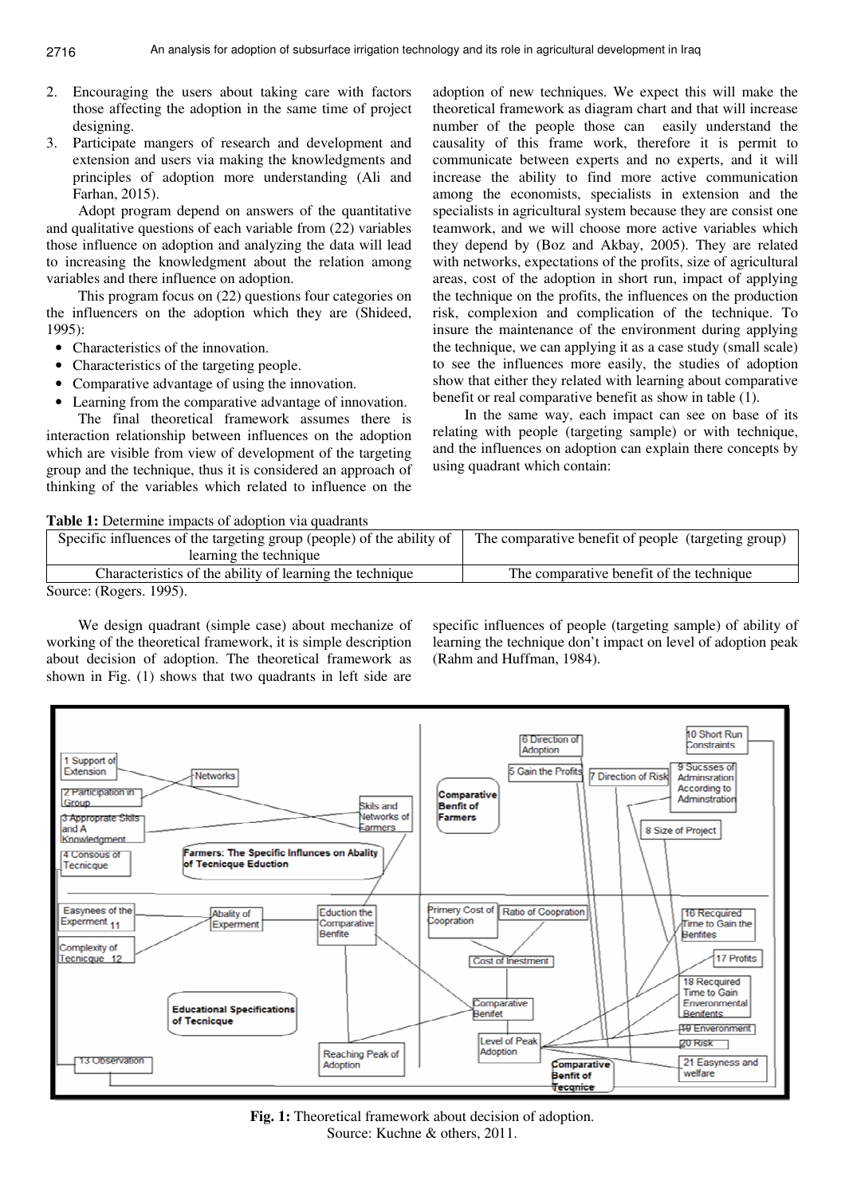2. Encouraging the users about taking care with factors those affecting the adoption in the same time of project designing.
3. Participate mangers of research and development and extension and users via making the knowledgments and principles of adoption more understanding (Ali and Farhan, 2015).

Adopt program depend on answers of the quantitative and qualitative questions of each variable from (22) variables those influence on adoption and analyzing the data will lead to increasing the knowledgment about the relation among variables and there influence on adoption.

This program focus on (22) questions four categories on the influencers on the adoption which they are (Shideed, 1995):

- Characteristics of the innovation.
- Characteristics of the targeting people.
- Comparative advantage of using the innovation.
- Learning from the comparative advantage of innovation.

The final theoretical framework assumes there is interaction relationship between influences on the adoption which are visible from view of development of the targeting group and the technique, thus it is considered an approach of thinking of the variables which related to influence on the adoption of new techniques. We expect this will make the theoretical framework as diagram chart and that will increase number of the people those can easily understand the causality of this frame work, therefore it is permit to communicate between experts and no experts, and it will increase the ability to find more active communication among the economists, specialists in extension and the specialists in agricultural system because they are consist one teamwork, and we will choose more active variables which they depend by (Boz and Akbay, 2005). They are related with networks, expectations of the profits, size of agricultural areas, cost of the adoption in short run, impact of applying the technique on the profits, the influences on the production risk, complexion and complication of the technique. To insure the maintenance of the environment during applying the technique, we can applying it as a case study (small scale) to see the influences more easily, the studies of adoption show that either they related with learning about comparative benefit or real comparative benefit as show in table (1).

In the same way, each impact can see on base of its relating with people (targeting sample) or with technique, and the influences on adoption can explain there concepts by using quadrant which contain:

**Table 1:** Determine impacts of adoption via quadrants

| | |
|---|---|
| Specific influences of the targeting group (people) of the ability of learning the technique | The comparative benefit of people (targeting group) |
| Characteristics of the ability of learning the technique | The comparative benefit of the technique |

Source: (Rogers. 1995).

We design quadrant (simple case) about mechanize of working of the theoretical framework, it is simple description about decision of adoption. The theoretical framework as shown in Fig. (1) shows that two quadrants in left side are specific influences of people (targeting sample) of ability of learning the technique don't impact on level of adoption peak (Rahm and Huffman, 1984).

1 Support of Extension
2 Participation in Group
3 Approprate Skils and A Knowledgment
4 Consous of Tecnicque
Networks
Skils and Networks of Farmers
Farmers: The Specific Influnces on Abality of Tecnicque Eduction
Comparative Benfit of Farmers
6 Direction of Adoption
5 Gain the Profits
7 Direction of Risk
10 Short Run Constraints
9 Sucsses of Adminsration According to Adminstration
8 Size of Project
Easynees of the Experment 11
Complexity of Tecnicque 12
Abality of Experment
Eduction the Comparative Benfite
Educational Specifications of Tecnicque
13 Observation
Reaching Peak of Adoption
Primery Cost of Coopration
Ratio of Coopration
Cost of Inestment
Comparative Benifet
Level of Peak Adoption
Comparative Benfit of Tecqnice
16 Recquired Time to Gain the Benfites
17 Profits
18 Recquired Time to Gain Enveronmental Benifents
19 Enveronment
20 Risk
21 Easyness and welfare

**Fig. 1:** Theoretical framework about decision of adoption.
Source: Kuchne & others, 2011.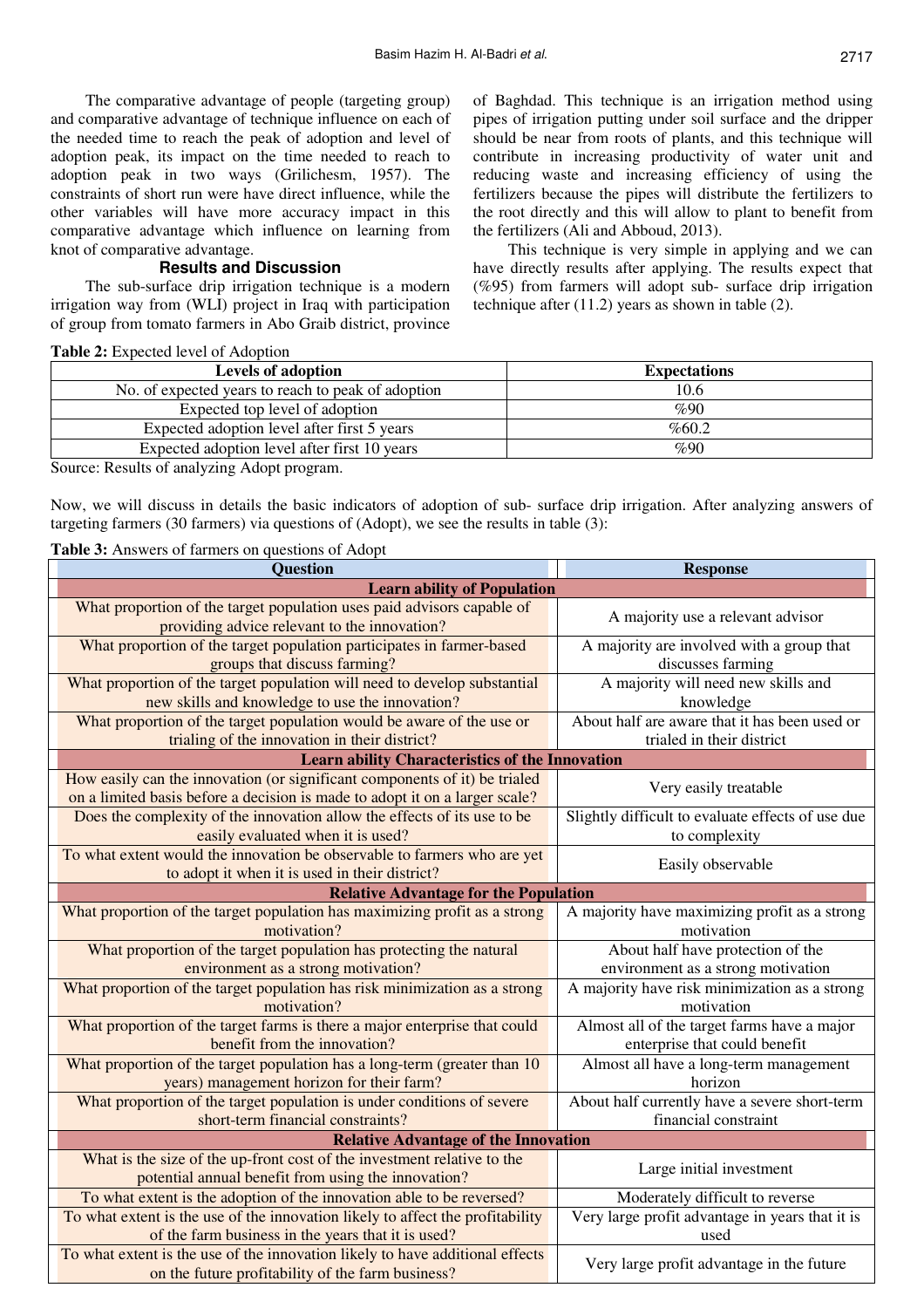The comparative advantage of people (targeting group) and comparative advantage of technique influence on each of the needed time to reach the peak of adoption and level of adoption peak, its impact on the time needed to reach to adoption peak in two ways (Grilichesm, 1957). The constraints of short run were have direct influence, while the other variables will have more accuracy impact in this comparative advantage which influence on learning from knot of comparative advantage.

## Results and Discussion

The sub-surface drip irrigation technique is a modern irrigation way from (WLI) project in Iraq with participation of group from tomato farmers in Abo Graib district, province of Baghdad. This technique is an irrigation method using pipes of irrigation putting under soil surface and the dripper should be near from roots of plants, and this technique will contribute in increasing productivity of water unit and reducing waste and increasing efficiency of using the fertilizers because the pipes will distribute the fertilizers to the root directly and this will allow to plant to benefit from the fertilizers (Ali and Abboud, 2013).

This technique is very simple in applying and we can have directly results after applying. The results expect that (%95) from farmers will adopt sub- surface drip irrigation technique after (11.2) years as shown in table (2).

**Table 2:** Expected level of Adoption

| Levels of adoption | Expectations |
|---|---|
| No. of expected years to reach to peak of adoption | 10.6 |
| Expected top level of adoption | %90 |
| Expected adoption level after first 5 years | %60.2 |
| Expected adoption level after first 10 years | %90 |

Source: Results of analyzing Adopt program.

Now, we will discuss in details the basic indicators of adoption of sub- surface drip irrigation. After analyzing answers of targeting farmers (30 farmers) via questions of (Adopt), we see the results in table (3):

**Table 3:** Answers of farmers on questions of Adopt

| Question | Response |
|---|---|
| **Learn ability of Population** | |
| What proportion of the target population uses paid advisors capable of providing advice relevant to the innovation? | A majority use a relevant advisor |
| What proportion of the target population participates in farmer-based groups that discuss farming? | A majority are involved with a group that discusses farming |
| What proportion of the target population will need to develop substantial new skills and knowledge to use the innovation? | A majority will need new skills and knowledge |
| What proportion of the target population would be aware of the use or trialing of the innovation in their district? | About half are aware that it has been used or trialed in their district |
| **Learn ability Characteristics of the Innovation** | |
| How easily can the innovation (or significant components of it) be trialed on a limited basis before a decision is made to adopt it on a larger scale? | Very easily treatable |
| Does the complexity of the innovation allow the effects of its use to be easily evaluated when it is used? | Slightly difficult to evaluate effects of use due to complexity |
| To what extent would the innovation be observable to farmers who are yet to adopt it when it is used in their district? | Easily observable |
| **Relative Advantage for the Population** | |
| What proportion of the target population has maximizing profit as a strong motivation? | A majority have maximizing profit as a strong motivation |
| What proportion of the target population has protecting the natural environment as a strong motivation? | About half have protection of the environment as a strong motivation |
| What proportion of the target population has risk minimization as a strong motivation? | A majority have risk minimization as a strong motivation |
| What proportion of the target farms is there a major enterprise that could benefit from the innovation? | Almost all of the target farms have a major enterprise that could benefit |
| What proportion of the target population has a long-term (greater than 10 years) management horizon for their farm? | Almost all have a long-term management horizon |
| What proportion of the target population is under conditions of severe short-term financial constraints? | About half currently have a severe short-term financial constraint |
| **Relative Advantage of the Innovation** | |
| What is the size of the up-front cost of the investment relative to the potential annual benefit from using the innovation? | Large initial investment |
| To what extent is the adoption of the innovation able to be reversed? | Moderately difficult to reverse |
| To what extent is the use of the innovation likely to affect the profitability of the farm business in the years that it is used? | Very large profit advantage in years that it is used |
| To what extent is the use of the innovation likely to have additional effects on the future profitability of the farm business? | Very large profit advantage in the future |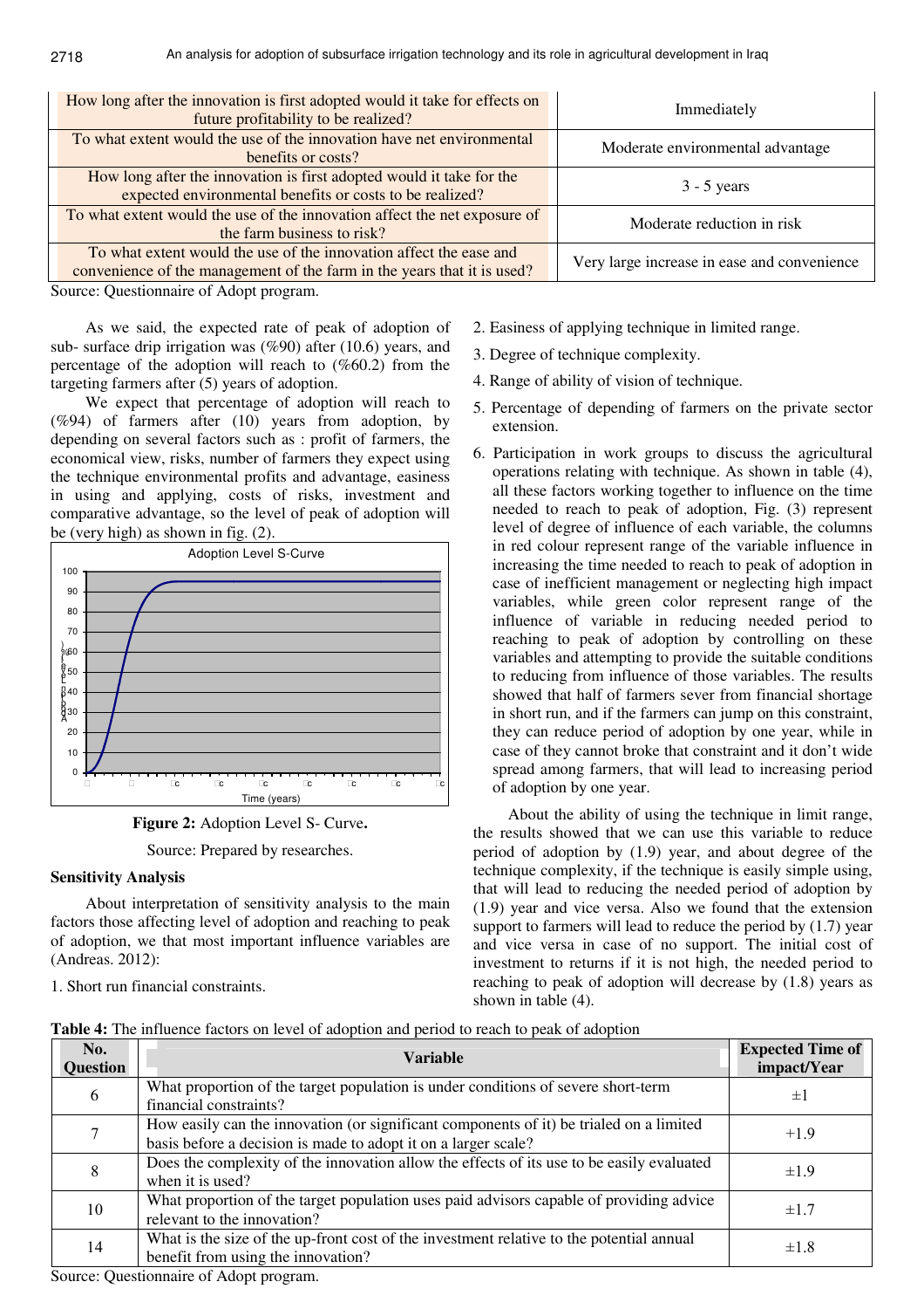| | |
|---|---|
| How long after the innovation is first adopted would it take for effects on future profitability to be realized? | Immediately |
| To what extent would the use of the innovation have net environmental benefits or costs? | Moderate environmental advantage |
| How long after the innovation is first adopted would it take for the expected environmental benefits or costs to be realized? | 3 - 5 years |
| To what extent would the use of the innovation affect the net exposure of the farm business to risk? | Moderate reduction in risk |
| To what extent would the use of the innovation affect the ease and convenience of the management of the farm in the years that it is used? | Very large increase in ease and convenience |

Source: Questionnaire of Adopt program.

As we said, the expected rate of peak of adoption of sub- surface drip irrigation was (%90) after (10.6) years, and percentage of the adoption will reach to (%60.2) from the targeting farmers after (5) years of adoption.

We expect that percentage of adoption will reach to (%94) of farmers after (10) years from adoption, by depending on several factors such as : profit of farmers, the economical view, risks, number of farmers they expect using the technique environmental profits and advantage, easiness in using and applying, costs of risks, investment and comparative advantage, so the level of peak of adoption will be (very high) as shown in fig. (2).

Adoption Level S-Curve

100
90
80
70
60
50
40
30
20
10
0

Time (years)

**Figure 2:** Adoption Level S- Curve**.**

Source: Prepared by researches.

**Sensitivity Analysis**

About interpretation of sensitivity analysis to the main factors those affecting level of adoption and reaching to peak of adoption, we that most important influence variables are (Andreas. 2012):

1. Short run financial constraints.
2. Easiness of applying technique in limited range.
3. Degree of technique complexity.
4. Range of ability of vision of technique.
5. Percentage of depending of farmers on the private sector extension.
6. Participation in work groups to discuss the agricultural operations relating with technique. As shown in table (4), all these factors working together to influence on the time needed to reach to peak of adoption, Fig. (3) represent level of degree of influence of each variable, the columns in red colour represent range of the variable influence in increasing the time needed to reach to peak of adoption in case of inefficient management or neglecting high impact variables, while green color represent range of the influence of variable in reducing needed period to reaching to peak of adoption by controlling on these variables and attempting to provide the suitable conditions to reducing from influence of those variables. The results showed that half of farmers sever from financial shortage in short run, and if the farmers can jump on this constraint, they can reduce period of adoption by one year, while in case of they cannot broke that constraint and it don't wide spread among farmers, that will lead to increasing period of adoption by one year.

About the ability of using the technique in limit range, the results showed that we can use this variable to reduce period of adoption by (1.9) year, and about degree of the technique complexity, if the technique is easily simple using, that will lead to reducing the needed period of adoption by (1.9) year and vice versa. Also we found that the extension support to farmers will lead to reduce the period by (1.7) year and vice versa in case of no support. The initial cost of investment to returns if it is not high, the needed period to reaching to peak of adoption will decrease by (1.8) years as shown in table (4).

**Table 4:** The influence factors on level of adoption and period to reach to peak of adoption

| No. Question | Variable | Expected Time of impact/Year |
|---|---|---|
| 6 | What proportion of the target population is under conditions of severe short-term financial constraints? | ±1 |
| 7 | How easily can the innovation (or significant components of it) be trialed on a limited basis before a decision is made to adopt it on a larger scale? | +1.9 |
| 8 | Does the complexity of the innovation allow the effects of its use to be easily evaluated when it is used? | ±1.9 |
| 10 | What proportion of the target population uses paid advisors capable of providing advice relevant to the innovation? | ±1.7 |
| 14 | What is the size of the up-front cost of the investment relative to the potential annual benefit from using the innovation? | ±1.8 |

Source: Questionnaire of Adopt program.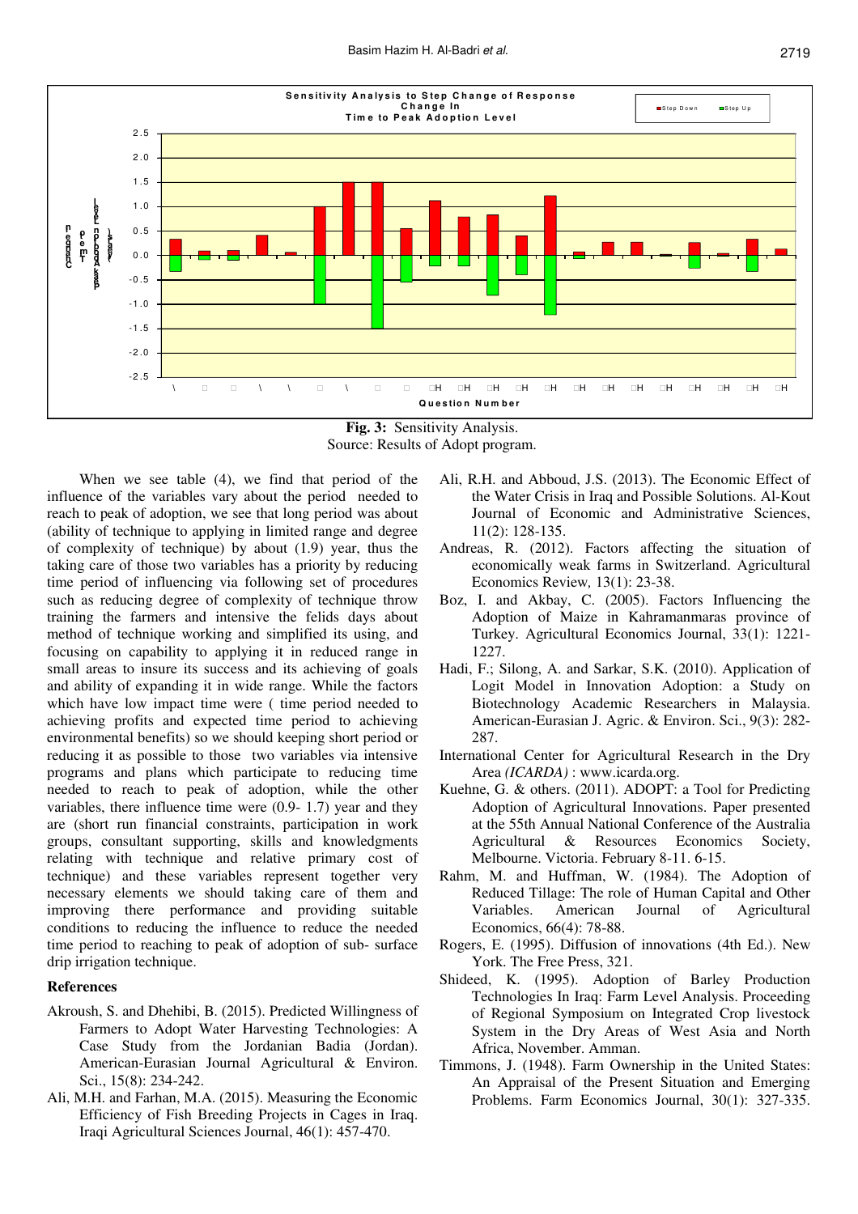Sensitivity Analysis to Step Change of Response Change In Time to Peak Adoption Level

Step Down Step Up

2.5
2.0
1.5
1.0
0.5
0.0
-0.5
-1.0
-1.5
-2.0
-2.5

Question Number

**Fig. 3:** Sensitivity Analysis.
Source: Results of Adopt program.

When we see table (4), we find that period of the influence of the variables vary about the period needed to reach to peak of adoption, we see that long period was about (ability of technique to applying in limited range and degree of complexity of technique) by about (1.9) year, thus the taking care of those two variables has a priority by reducing time period of influencing via following set of procedures such as reducing degree of complexity of technique throw training the farmers and intensive the felids days about method of technique working and simplified its using, and focusing on capability to applying it in reduced range in small areas to insure its success and its achieving of goals and ability of expanding it in wide range. While the factors which have low impact time were ( time period needed to achieving profits and expected time period to achieving environmental benefits) so we should keeping short period or reducing it as possible to those two variables via intensive programs and plans which participate to reducing time needed to reach to peak of adoption, while the other variables, there influence time were (0.9- 1.7) year and they are (short run financial constraints, participation in work groups, consultant supporting, skills and knowledgments relating with technique and relative primary cost of technique) and these variables represent together very necessary elements we should taking care of them and improving there performance and providing suitable conditions to reducing the influence to reduce the needed time period to reaching to peak of adoption of sub- surface drip irrigation technique.

## References

- Akroush, S. and Dhehibi, B. (2015). Predicted Willingness of Farmers to Adopt Water Harvesting Technologies: A Case Study from the Jordanian Badia (Jordan). American-Eurasian Journal Agricultural & Environ. Sci., 15(8): 234-242.
- Ali, M.H. and Farhan, M.A. (2015). Measuring the Economic Efficiency of Fish Breeding Projects in Cages in Iraq. Iraqi Agricultural Sciences Journal, 46(1): 457-470.
- Ali, R.H. and Abboud, J.S. (2013). The Economic Effect of the Water Crisis in Iraq and Possible Solutions. Al-Kout Journal of Economic and Administrative Sciences, 11(2): 128-135.
- Andreas, R. (2012). Factors affecting the situation of economically weak farms in Switzerland. Agricultural Economics Review, 13(1): 23-38.
- Boz, I. and Akbay, C. (2005). Factors Influencing the Adoption of Maize in Kahramanmaras province of Turkey. Agricultural Economics Journal, 33(1): 1221-1227.
- Hadi, F.; Silong, A. and Sarkar, S.K. (2010). Application of Logit Model in Innovation Adoption: a Study on Biotechnology Academic Researchers in Malaysia. American-Eurasian J. Agric. & Environ. Sci., 9(3): 282-287.
- International Center for Agricultural Research in the Dry Area *(ICARDA)* : www.icarda.org.
- Kuehne, G. & others. (2011). ADOPT: a Tool for Predicting Adoption of Agricultural Innovations. Paper presented at the 55th Annual National Conference of the Australia Agricultural & Resources Economics Society, Melbourne. Victoria. February 8-11. 6-15.
- Rahm, M. and Huffman, W. (1984). The Adoption of Reduced Tillage: The role of Human Capital and Other Variables. American Journal of Agricultural Economics, 66(4): 78-88.
- Rogers, E. (1995). Diffusion of innovations (4th Ed.). New York. The Free Press, 321.
- Shideed, K. (1995). Adoption of Barley Production Technologies In Iraq: Farm Level Analysis. Proceeding of Regional Symposium on Integrated Crop livestock System in the Dry Areas of West Asia and North Africa, November. Amman.
- Timmons, J. (1948). Farm Ownership in the United States: An Appraisal of the Present Situation and Emerging Problems. Farm Economics Journal, 30(1): 327-335.